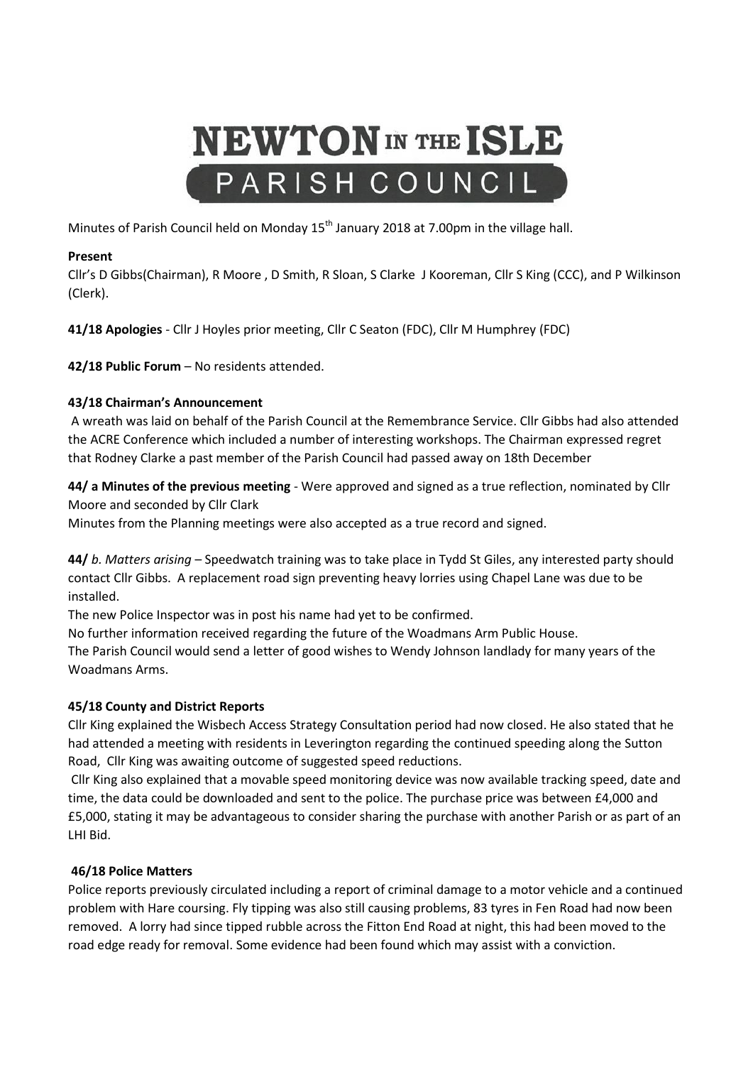# NEWTON IN THE ISLE
## PARISH COUNCIL

Minutes of Parish Council held on Monday 15th January 2018 at 7.00pm in the village hall.

**Present**

Cllr's D Gibbs(Chairman), R Moore , D Smith, R Sloan, S Clarke J Kooreman, Cllr S King (CCC), and P Wilkinson (Clerk).

**41/18 Apologies** - Cllr J Hoyles prior meeting, Cllr C Seaton (FDC), Cllr M Humphrey (FDC)

**42/18 Public Forum** – No residents attended.

**43/18 Chairman's Announcement**

A wreath was laid on behalf of the Parish Council at the Remembrance Service. Cllr Gibbs had also attended the ACRE Conference which included a number of interesting workshops. The Chairman expressed regret that Rodney Clarke a past member of the Parish Council had passed away on 18th December

**44/ a Minutes of the previous meeting** - Were approved and signed as a true reflection, nominated by Cllr Moore and seconded by Cllr Clark

Minutes from the Planning meetings were also accepted as a true record and signed.

**44/** *b. Matters arising* – Speedwatch training was to take place in Tydd St Giles, any interested party should contact Cllr Gibbs. A replacement road sign preventing heavy lorries using Chapel Lane was due to be installed.

The new Police Inspector was in post his name had yet to be confirmed.

No further information received regarding the future of the Woadmans Arm Public House.

The Parish Council would send a letter of good wishes to Wendy Johnson landlady for many years of the Woadmans Arms.

**45/18 County and District Reports**

Cllr King explained the Wisbech Access Strategy Consultation period had now closed. He also stated that he had attended a meeting with residents in Leverington regarding the continued speeding along the Sutton Road, Cllr King was awaiting outcome of suggested speed reductions.

Cllr King also explained that a movable speed monitoring device was now available tracking speed, date and time, the data could be downloaded and sent to the police. The purchase price was between £4,000 and £5,000, stating it may be advantageous to consider sharing the purchase with another Parish or as part of an LHI Bid.

**46/18 Police Matters**

Police reports previously circulated including a report of criminal damage to a motor vehicle and a continued problem with Hare coursing. Fly tipping was also still causing problems, 83 tyres in Fen Road had now been removed. A lorry had since tipped rubble across the Fitton End Road at night, this had been moved to the road edge ready for removal. Some evidence had been found which may assist with a conviction.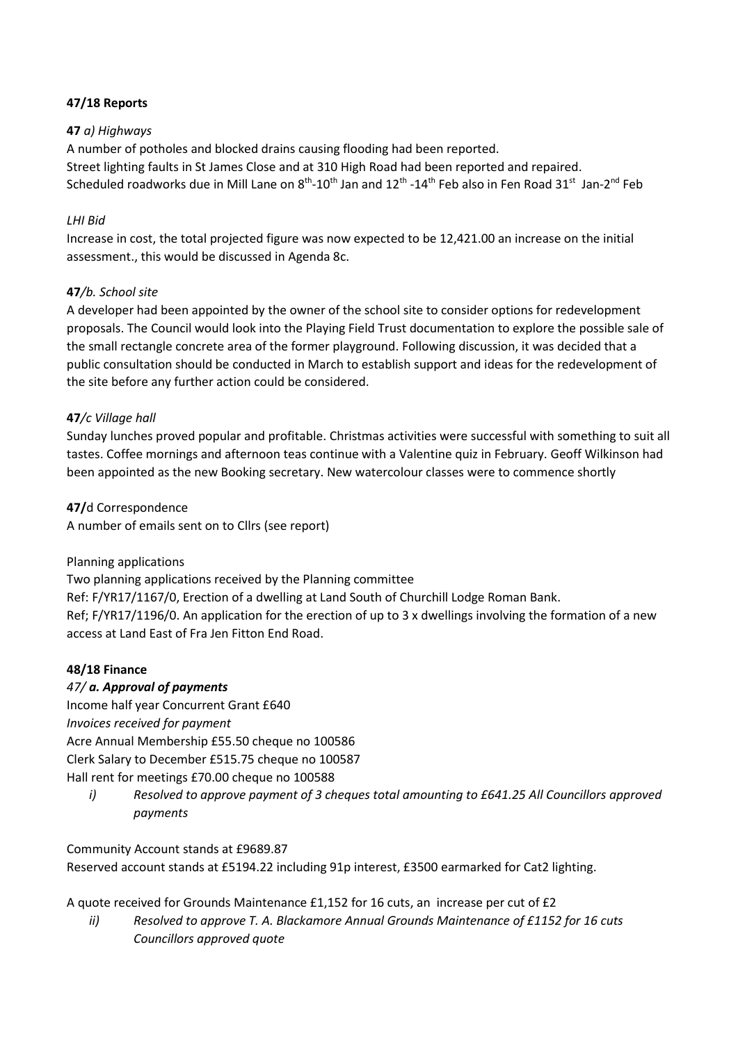**47/18 Reports**

**47** *a) Highways*

A number of potholes and blocked drains causing flooding had been reported.
Street lighting faults in St James Close and at 310 High Road had been reported and repaired.
Scheduled roadworks due in Mill Lane on 8th-10th Jan and 12th -14th Feb also in Fen Road 31st Jan-2nd Feb

*LHI Bid*

Increase in cost, the total projected figure was now expected to be 12,421.00 an increase on the initial assessment., this would be discussed in Agenda 8c.

**47***/b. School site*

A developer had been appointed by the owner of the school site to consider options for redevelopment proposals. The Council would look into the Playing Field Trust documentation to explore the possible sale of the small rectangle concrete area of the former playground. Following discussion, it was decided that a public consultation should be conducted in March to establish support and ideas for the redevelopment of the site before any further action could be considered.

**47***/c Village hall*

Sunday lunches proved popular and profitable. Christmas activities were successful with something to suit all tastes. Coffee mornings and afternoon teas continue with a Valentine quiz in February. Geoff Wilkinson had been appointed as the new Booking secretary. New watercolour classes were to commence shortly

**47/**d Correspondence

A number of emails sent on to Cllrs (see report)

Planning applications

Two planning applications received by the Planning committee
Ref: F/YR17/1167/0, Erection of a dwelling at Land South of Churchill Lodge Roman Bank.
Ref; F/YR17/1196/0. An application for the erection of up to 3 x dwellings involving the formation of a new access at Land East of Fra Jen Fitton End Road.

**48/18 Finance**

*47/ **a. Approval of payments***

Income half year Concurrent Grant £640
*Invoices received for payment*
Acre Annual Membership £55.50 cheque no 100586
Clerk Salary to December £515.75 cheque no 100587
Hall rent for meetings £70.00 cheque no 100588

i) *Resolved to approve payment of 3 cheques total amounting to £641.25 All Councillors approved payments*

Community Account stands at £9689.87
Reserved account stands at £5194.22 including 91p interest, £3500 earmarked for Cat2 lighting.

A quote received for Grounds Maintenance £1,152 for 16 cuts, an increase per cut of £2

ii) *Resolved to approve T. A. Blackamore Annual Grounds Maintenance of £1152 for 16 cuts Councillors approved quote*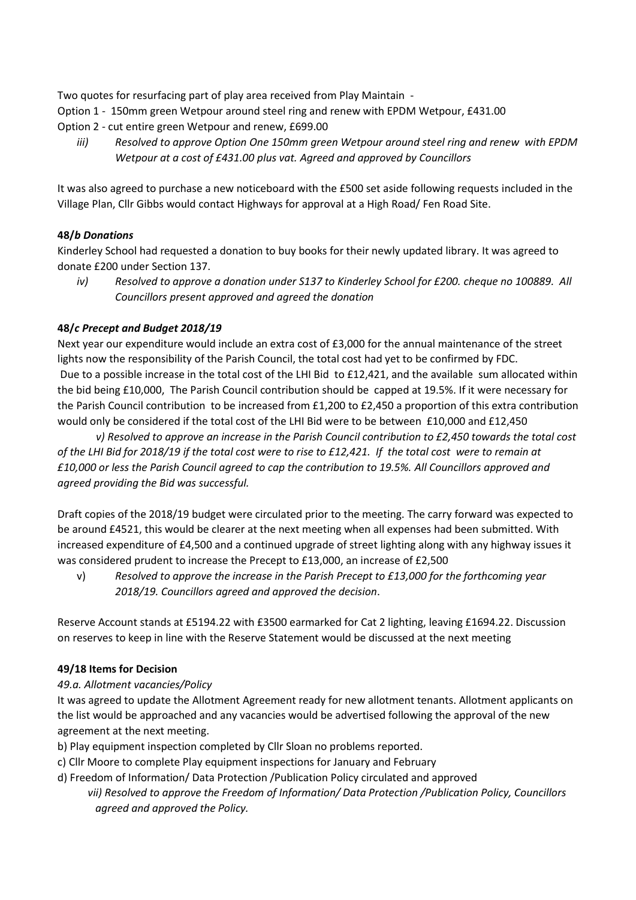Two quotes for resurfacing part of play area received from Play Maintain -

Option 1 - 150mm green Wetpour around steel ring and renew with EPDM Wetpour, £431.00

Option 2 - cut entire green Wetpour and renew, £699.00

*iii) Resolved to approve Option One 150mm green Wetpour around steel ring and renew with EPDM Wetpour at a cost of £431.00 plus vat. Agreed and approved by Councillors*

It was also agreed to purchase a new noticeboard with the £500 set aside following requests included in the Village Plan, Cllr Gibbs would contact Highways for approval at a High Road/ Fen Road Site.

**48/*b Donations***

Kinderley School had requested a donation to buy books for their newly updated library. It was agreed to donate £200 under Section 137.

*iv) Resolved to approve a donation under S137 to Kinderley School for £200. cheque no 100889. All Councillors present approved and agreed the donation*

**48/*c Precept and Budget 2018/19***

Next year our expenditure would include an extra cost of £3,000 for the annual maintenance of the street lights now the responsibility of the Parish Council, the total cost had yet to be confirmed by FDC.
Due to a possible increase in the total cost of the LHI Bid to £12,421, and the available sum allocated within the bid being £10,000, The Parish Council contribution should be capped at 19.5%. If it were necessary for the Parish Council contribution to be increased from £1,200 to £2,450 a proportion of this extra contribution would only be considered if the total cost of the LHI Bid were to be between £10,000 and £12,450

*v) Resolved to approve an increase in the Parish Council contribution to £2,450 towards the total cost of the LHI Bid for 2018/19 if the total cost were to rise to £12,421. If the total cost were to remain at £10,000 or less the Parish Council agreed to cap the contribution to 19.5%. All Councillors approved and agreed providing the Bid was successful.*

Draft copies of the 2018/19 budget were circulated prior to the meeting. The carry forward was expected to be around £4521, this would be clearer at the next meeting when all expenses had been submitted. With increased expenditure of £4,500 and a continued upgrade of street lighting along with any highway issues it was considered prudent to increase the Precept to £13,000, an increase of £2,500

v) *Resolved to approve the increase in the Parish Precept to £13,000 for the forthcoming year 2018/19. Councillors agreed and approved the decision*.

Reserve Account stands at £5194.22 with £3500 earmarked for Cat 2 lighting, leaving £1694.22. Discussion on reserves to keep in line with the Reserve Statement would be discussed at the next meeting

**49/18 Items for Decision**

*49.a. Allotment vacancies/Policy*

It was agreed to update the Allotment Agreement ready for new allotment tenants. Allotment applicants on the list would be approached and any vacancies would be advertised following the approval of the new agreement at the next meeting.

b) Play equipment inspection completed by Cllr Sloan no problems reported.

c) Cllr Moore to complete Play equipment inspections for January and February

d) Freedom of Information/ Data Protection /Publication Policy circulated and approved

*vii) Resolved to approve the Freedom of Information/ Data Protection /Publication Policy, Councillors agreed and approved the Policy.*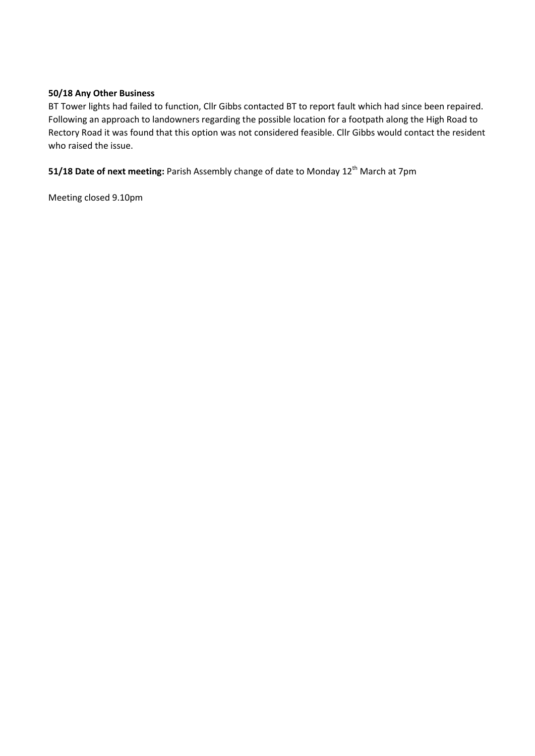**50/18 Any Other Business**

BT Tower lights had failed to function, Cllr Gibbs contacted BT to report fault which had since been repaired. Following an approach to landowners regarding the possible location for a footpath along the High Road to Rectory Road it was found that this option was not considered feasible. Cllr Gibbs would contact the resident who raised the issue.

**51/18 Date of next meeting:** Parish Assembly change of date to Monday 12th March at 7pm

Meeting closed 9.10pm